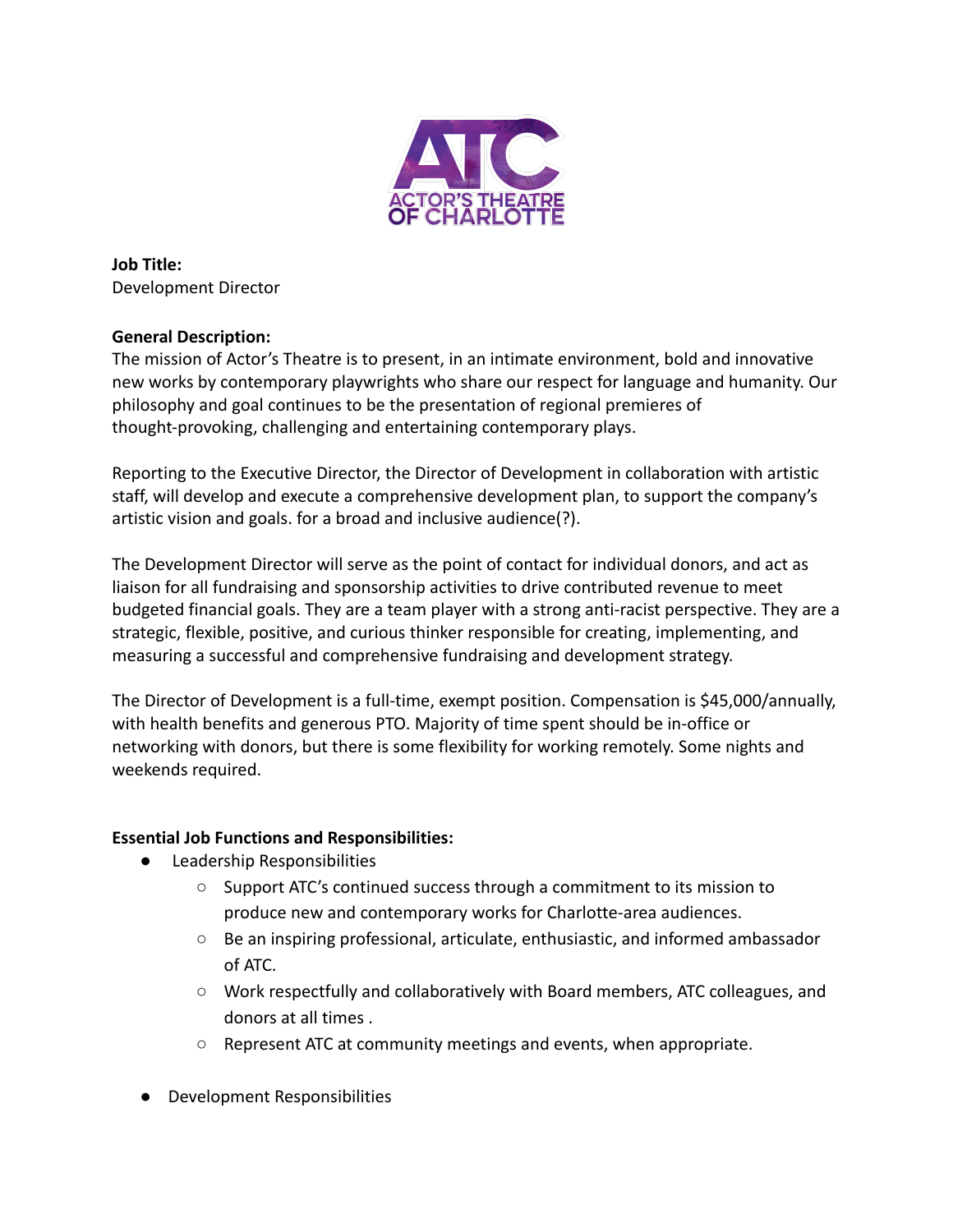**Job Title:**
Development Director

**General Description:**
The mission of Actor's Theatre is to present, in an intimate environment, bold and innovative new works by contemporary playwrights who share our respect for language and humanity. Our philosophy and goal continues to be the presentation of regional premieres of thought-provoking, challenging and entertaining contemporary plays.

Reporting to the Executive Director, the Director of Development in collaboration with artistic staff, will develop and execute a comprehensive development plan, to support the company's artistic vision and goals. for a broad and inclusive audience(?).

The Development Director will serve as the point of contact for individual donors, and act as liaison for all fundraising and sponsorship activities to drive contributed revenue to meet budgeted financial goals. They are a team player with a strong anti-racist perspective. They are a strategic, flexible, positive, and curious thinker responsible for creating, implementing, and measuring a successful and comprehensive fundraising and development strategy.

The Director of Development is a full-time, exempt position. Compensation is $45,000/annually, with health benefits and generous PTO. Majority of time spent should be in-office or networking with donors, but there is some flexibility for working remotely. Some nights and weekends required.

**Essential Job Functions and Responsibilities:**

- Leadership Responsibilities
  - Support ATC's continued success through a commitment to its mission to produce new and contemporary works for Charlotte-area audiences.
  - Be an inspiring professional, articulate, enthusiastic, and informed ambassador of ATC.
  - Work respectfully and collaboratively with Board members, ATC colleagues, and donors at all times .
  - Represent ATC at community meetings and events, when appropriate.
- Development Responsibilities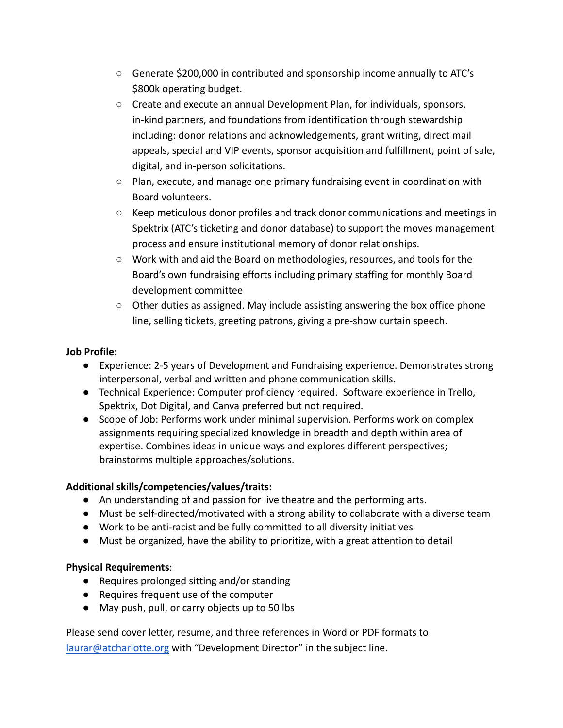- Generate $200,000 in contributed and sponsorship income annually to ATC's $800k operating budget.
- Create and execute an annual Development Plan, for individuals, sponsors, in-kind partners, and foundations from identification through stewardship including: donor relations and acknowledgements, grant writing, direct mail appeals, special and VIP events, sponsor acquisition and fulfillment, point of sale, digital, and in-person solicitations.
- Plan, execute, and manage one primary fundraising event in coordination with Board volunteers.
- Keep meticulous donor profiles and track donor communications and meetings in Spektrix (ATC's ticketing and donor database) to support the moves management process and ensure institutional memory of donor relationships.
- Work with and aid the Board on methodologies, resources, and tools for the Board's own fundraising efforts including primary staffing for monthly Board development committee
- Other duties as assigned. May include assisting answering the box office phone line, selling tickets, greeting patrons, giving a pre-show curtain speech.

**Job Profile:**

- Experience: 2-5 years of Development and Fundraising experience. Demonstrates strong interpersonal, verbal and written and phone communication skills.
- Technical Experience: Computer proficiency required. Software experience in Trello, Spektrix, Dot Digital, and Canva preferred but not required.
- Scope of Job: Performs work under minimal supervision. Performs work on complex assignments requiring specialized knowledge in breadth and depth within area of expertise. Combines ideas in unique ways and explores different perspectives; brainstorms multiple approaches/solutions.

**Additional skills/competencies/values/traits:**

- An understanding of and passion for live theatre and the performing arts.
- Must be self-directed/motivated with a strong ability to collaborate with a diverse team
- Work to be anti-racist and be fully committed to all diversity initiatives
- Must be organized, have the ability to prioritize, with a great attention to detail

**Physical Requirements**:

- Requires prolonged sitting and/or standing
- Requires frequent use of the computer
- May push, pull, or carry objects up to 50 lbs

Please send cover letter, resume, and three references in Word or PDF formats to [laurar@atcharlotte.org](mailto:laurar@atcharlotte.org) with "Development Director" in the subject line.